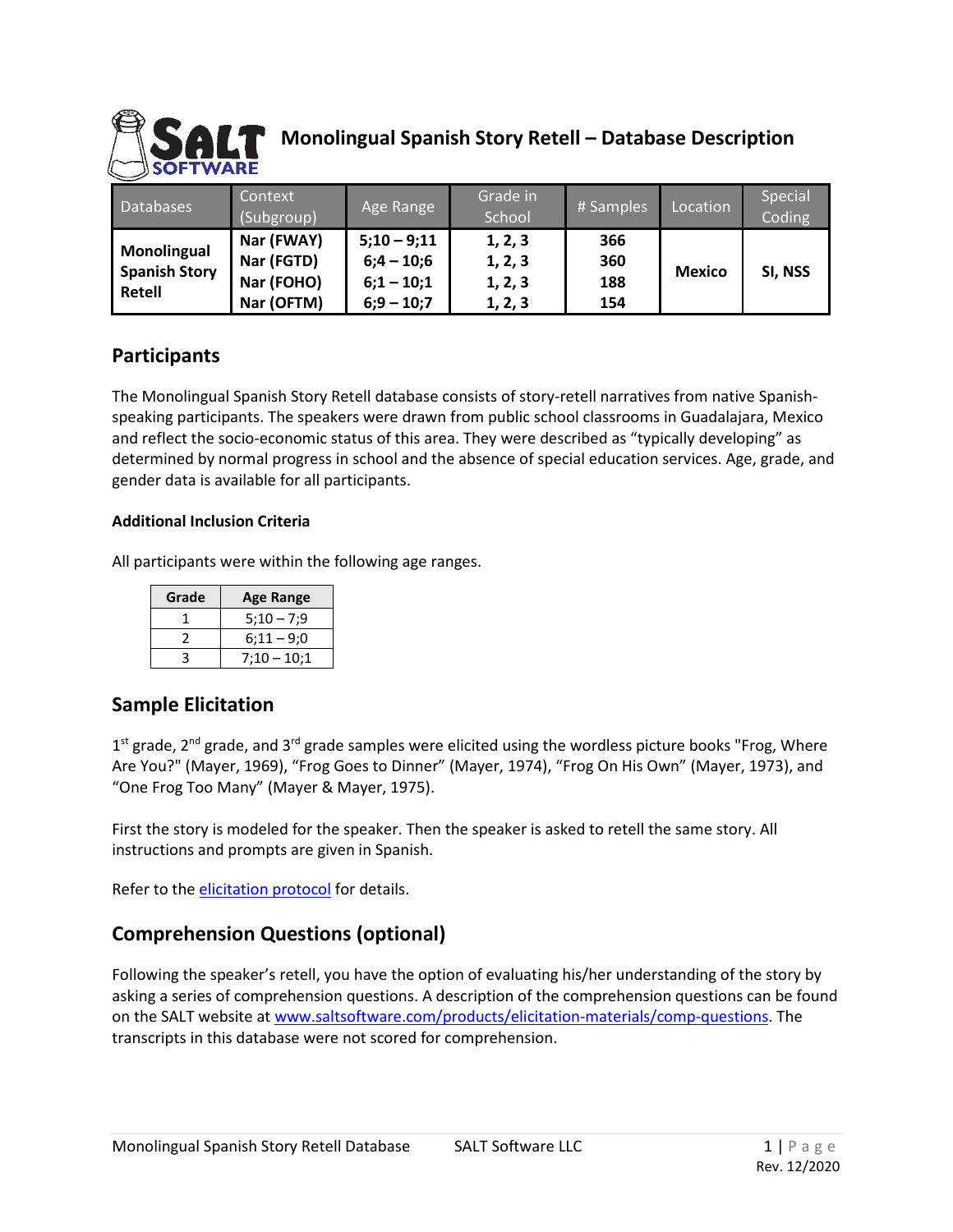# Monolingual Spanish Story Retell – Database Description

| Databases | Context (Subgroup) | Age Range | Grade in School | # Samples | Location | Special Coding |
|---|---|---|---|---|---|---|
| **Monolingual Spanish Story Retell** | **Nar (FWAY)** | **5;10 – 9;11** | **1, 2, 3** | **366** | **Mexico** | **SI, NSS** |
| | **Nar (FGTD)** | **6;4 – 10;6** | **1, 2, 3** | **360** | | |
| | **Nar (FOHO)** | **6;1 – 10;1** | **1, 2, 3** | **188** | | |
| | **Nar (OFTM)** | **6;9 – 10;7** | **1, 2, 3** | **154** | | |

## Participants

The Monolingual Spanish Story Retell database consists of story-retell narratives from native Spanish-speaking participants. The speakers were drawn from public school classrooms in Guadalajara, Mexico and reflect the socio-economic status of this area. They were described as "typically developing" as determined by normal progress in school and the absence of special education services. Age, grade, and gender data is available for all participants.

### Additional Inclusion Criteria

All participants were within the following age ranges.

| Grade | Age Range |
|---|---|
| 1 | 5;10 – 7;9 |
| 2 | 6;11 – 9;0 |
| 3 | 7;10 – 10;1 |

## Sample Elicitation

1st grade, 2nd grade, and 3rd grade samples were elicited using the wordless picture books "Frog, Where Are You?" (Mayer, 1969), "Frog Goes to Dinner" (Mayer, 1974), "Frog On His Own" (Mayer, 1973), and "One Frog Too Many" (Mayer & Mayer, 1975).

First the story is modeled for the speaker. Then the speaker is asked to retell the same story. All instructions and prompts are given in Spanish.

Refer to the elicitation protocol for details.

## Comprehension Questions (optional)

Following the speaker's retell, you have the option of evaluating his/her understanding of the story by asking a series of comprehension questions. A description of the comprehension questions can be found on the SALT website at www.saltsoftware.com/products/elicitation-materials/comp-questions. The transcripts in this database were not scored for comprehension.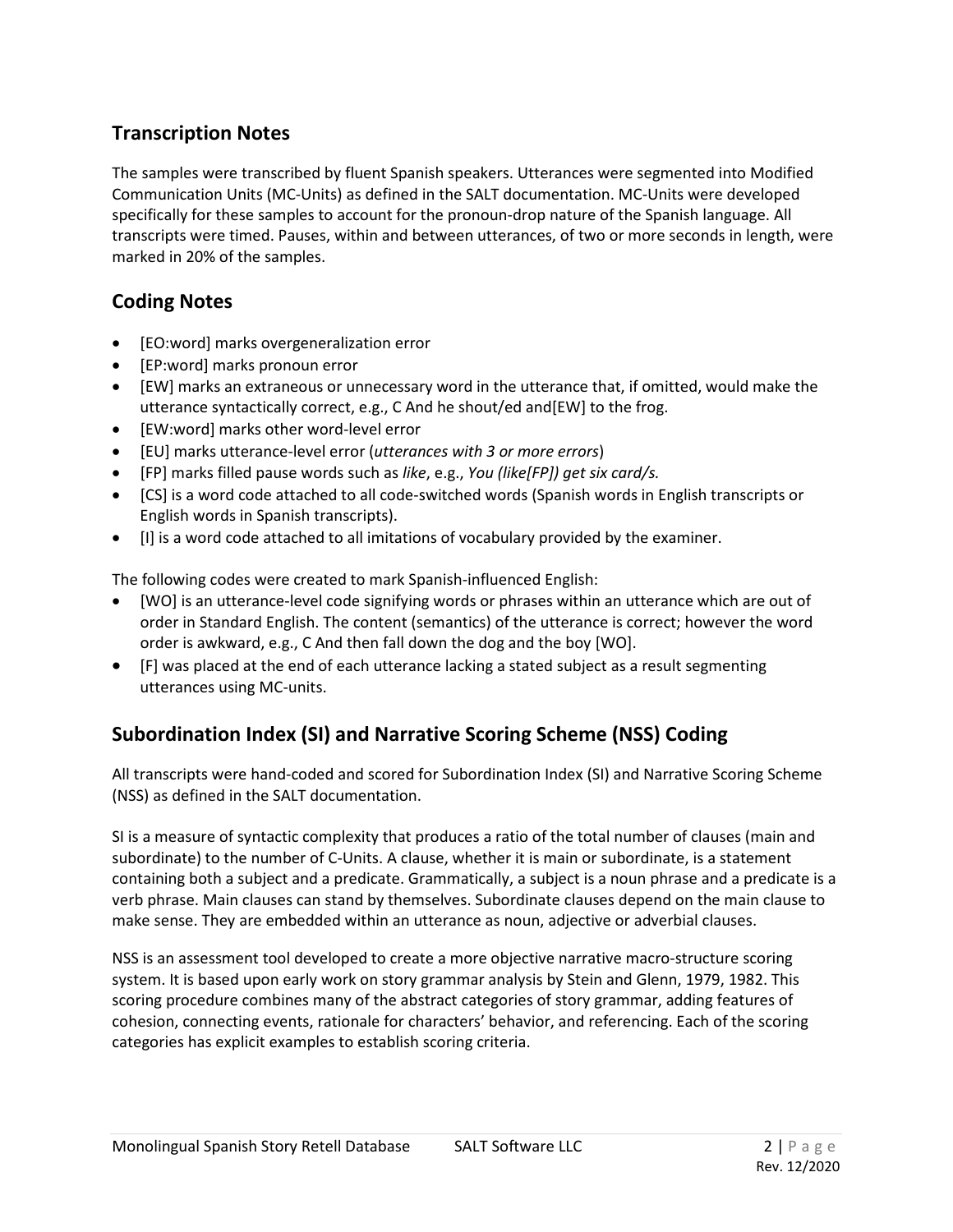## Transcription Notes

The samples were transcribed by fluent Spanish speakers. Utterances were segmented into Modified Communication Units (MC-Units) as defined in the SALT documentation. MC-Units were developed specifically for these samples to account for the pronoun-drop nature of the Spanish language. All transcripts were timed. Pauses, within and between utterances, of two or more seconds in length, were marked in 20% of the samples.

## Coding Notes

- [EO:word] marks overgeneralization error
- [EP:word] marks pronoun error
- [EW] marks an extraneous or unnecessary word in the utterance that, if omitted, would make the utterance syntactically correct, e.g., C And he shout/ed and[EW] to the frog.
- [EW:word] marks other word-level error
- [EU] marks utterance-level error (*utterances with 3 or more errors*)
- [FP] marks filled pause words such as *like*, e.g., *You (like[FP]) get six card/s.*
- [CS] is a word code attached to all code-switched words (Spanish words in English transcripts or English words in Spanish transcripts).
- [I] is a word code attached to all imitations of vocabulary provided by the examiner.

The following codes were created to mark Spanish-influenced English:

- [WO] is an utterance-level code signifying words or phrases within an utterance which are out of order in Standard English. The content (semantics) of the utterance is correct; however the word order is awkward, e.g., C And then fall down the dog and the boy [WO].
- [F] was placed at the end of each utterance lacking a stated subject as a result segmenting utterances using MC-units.

## Subordination Index (SI) and Narrative Scoring Scheme (NSS) Coding

All transcripts were hand-coded and scored for Subordination Index (SI) and Narrative Scoring Scheme (NSS) as defined in the SALT documentation.

SI is a measure of syntactic complexity that produces a ratio of the total number of clauses (main and subordinate) to the number of C-Units. A clause, whether it is main or subordinate, is a statement containing both a subject and a predicate. Grammatically, a subject is a noun phrase and a predicate is a verb phrase. Main clauses can stand by themselves. Subordinate clauses depend on the main clause to make sense. They are embedded within an utterance as noun, adjective or adverbial clauses.

NSS is an assessment tool developed to create a more objective narrative macro-structure scoring system. It is based upon early work on story grammar analysis by Stein and Glenn, 1979, 1982. This scoring procedure combines many of the abstract categories of story grammar, adding features of cohesion, connecting events, rationale for characters' behavior, and referencing. Each of the scoring categories has explicit examples to establish scoring criteria.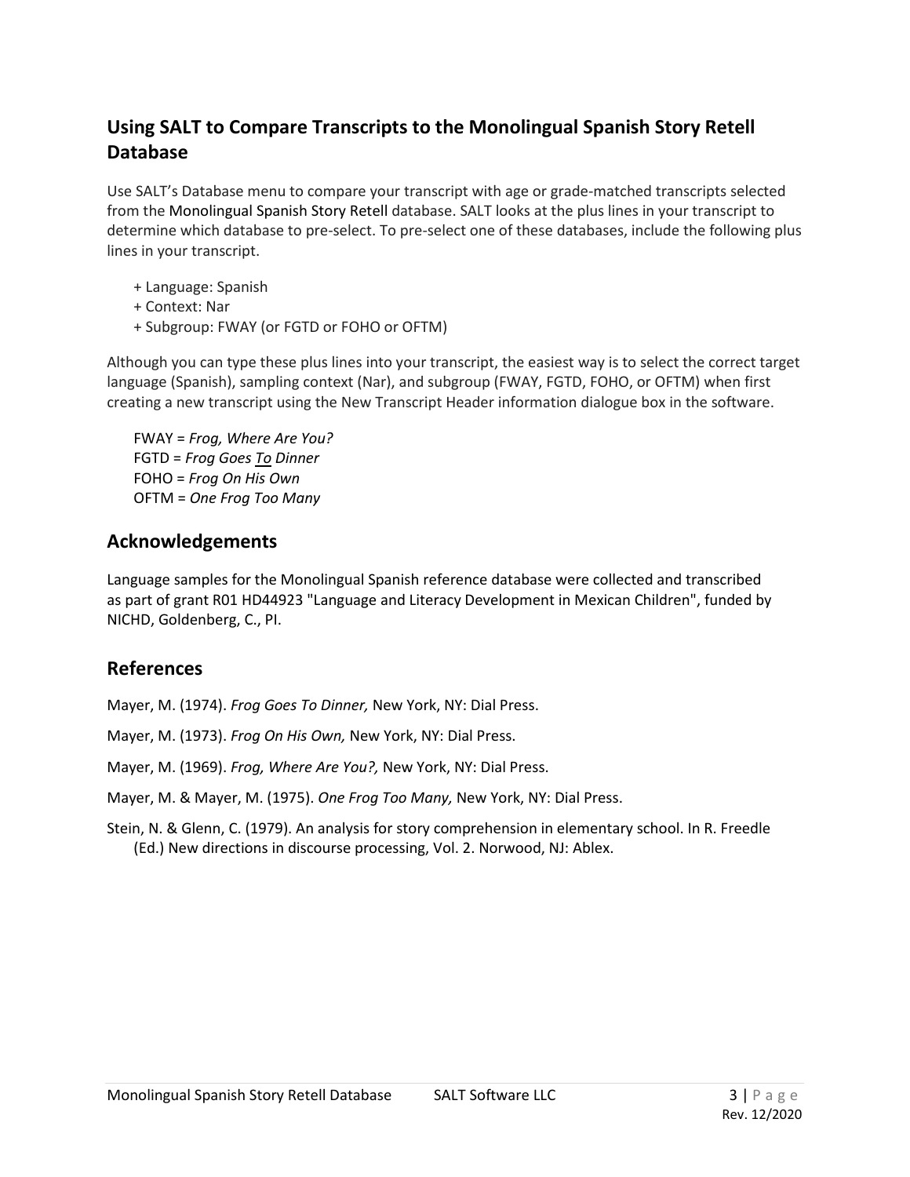## Using SALT to Compare Transcripts to the Monolingual Spanish Story Retell Database

Use SALT's Database menu to compare your transcript with age or grade-matched transcripts selected from the Monolingual Spanish Story Retell database. SALT looks at the plus lines in your transcript to determine which database to pre-select. To pre-select one of these databases, include the following plus lines in your transcript.

+ Language: Spanish
+ Context: Nar
+ Subgroup: FWAY (or FGTD or FOHO or OFTM)

Although you can type these plus lines into your transcript, the easiest way is to select the correct target language (Spanish), sampling context (Nar), and subgroup (FWAY, FGTD, FOHO, or OFTM) when first creating a new transcript using the New Transcript Header information dialogue box in the software.

FWAY = *Frog, Where Are You?*
FGTD = *Frog Goes <u>To</u> Dinner*
FOHO = *Frog On His Own*
OFTM = *One Frog Too Many*

## Acknowledgements

Language samples for the Monolingual Spanish reference database were collected and transcribed as part of grant R01 HD44923 "Language and Literacy Development in Mexican Children", funded by NICHD, Goldenberg, C., PI.

## References

Mayer, M. (1974). *Frog Goes To Dinner,* New York, NY: Dial Press.

Mayer, M. (1973). *Frog On His Own,* New York, NY: Dial Press.

Mayer, M. (1969). *Frog, Where Are You?,* New York, NY: Dial Press.

Mayer, M. & Mayer, M. (1975). *One Frog Too Many,* New York, NY: Dial Press.

Stein, N. & Glenn, C. (1979). An analysis for story comprehension in elementary school. In R. Freedle (Ed.) New directions in discourse processing, Vol. 2. Norwood, NJ: Ablex.